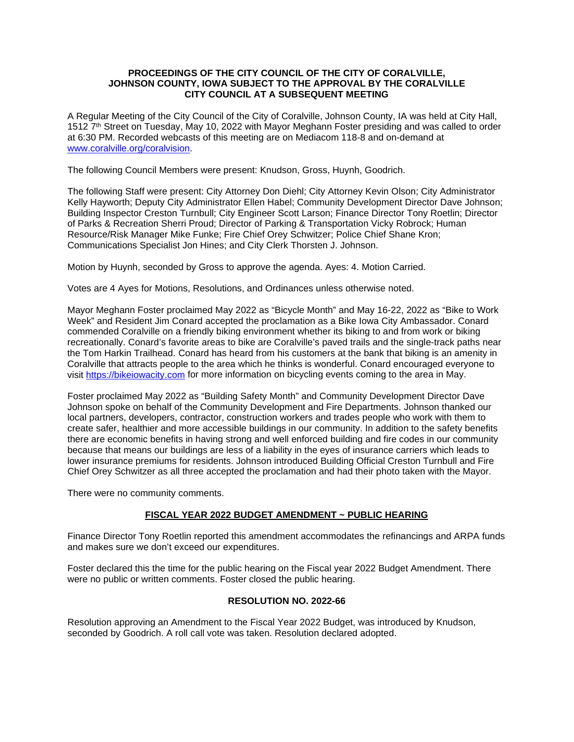**PROCEEDINGS OF THE CITY COUNCIL OF THE CITY OF CORALVILLE, JOHNSON COUNTY, IOWA SUBJECT TO THE APPROVAL BY THE CORALVILLE CITY COUNCIL AT A SUBSEQUENT MEETING**

A Regular Meeting of the City Council of the City of Coralville, Johnson County, IA was held at City Hall, 1512 7th Street on Tuesday, May 10, 2022 with Mayor Meghann Foster presiding and was called to order at 6:30 PM. Recorded webcasts of this meeting are on Mediacom 118-8 and on-demand at www.coralville.org/coralvision.

The following Council Members were present: Knudson, Gross, Huynh, Goodrich.

The following Staff were present: City Attorney Don Diehl; City Attorney Kevin Olson; City Administrator Kelly Hayworth; Deputy City Administrator Ellen Habel; Community Development Director Dave Johnson; Building Inspector Creston Turnbull; City Engineer Scott Larson; Finance Director Tony Roetlin; Director of Parks & Recreation Sherri Proud; Director of Parking & Transportation Vicky Robrock; Human Resource/Risk Manager Mike Funke; Fire Chief Orey Schwitzer; Police Chief Shane Kron; Communications Specialist Jon Hines; and City Clerk Thorsten J. Johnson.

Motion by Huynh, seconded by Gross to approve the agenda. Ayes: 4. Motion Carried.

Votes are 4 Ayes for Motions, Resolutions, and Ordinances unless otherwise noted.

Mayor Meghann Foster proclaimed May 2022 as "Bicycle Month" and May 16-22, 2022 as "Bike to Work Week" and Resident Jim Conard accepted the proclamation as a Bike Iowa City Ambassador. Conard commended Coralville on a friendly biking environment whether its biking to and from work or biking recreationally. Conard's favorite areas to bike are Coralville's paved trails and the single-track paths near the Tom Harkin Trailhead. Conard has heard from his customers at the bank that biking is an amenity in Coralville that attracts people to the area which he thinks is wonderful. Conard encouraged everyone to visit https://bikeiowacity.com for more information on bicycling events coming to the area in May.

Foster proclaimed May 2022 as "Building Safety Month" and Community Development Director Dave Johnson spoke on behalf of the Community Development and Fire Departments. Johnson thanked our local partners, developers, contractor, construction workers and trades people who work with them to create safer, healthier and more accessible buildings in our community. In addition to the safety benefits there are economic benefits in having strong and well enforced building and fire codes in our community because that means our buildings are less of a liability in the eyes of insurance carriers which leads to lower insurance premiums for residents. Johnson introduced Building Official Creston Turnbull and Fire Chief Orey Schwitzer as all three accepted the proclamation and had their photo taken with the Mayor.

There were no community comments.

## FISCAL YEAR 2022 BUDGET AMENDMENT ~ PUBLIC HEARING

Finance Director Tony Roetlin reported this amendment accommodates the refinancings and ARPA funds and makes sure we don't exceed our expenditures.

Foster declared this the time for the public hearing on the Fiscal year 2022 Budget Amendment. There were no public or written comments. Foster closed the public hearing.

### RESOLUTION NO. 2022-66

Resolution approving an Amendment to the Fiscal Year 2022 Budget, was introduced by Knudson, seconded by Goodrich. A roll call vote was taken. Resolution declared adopted.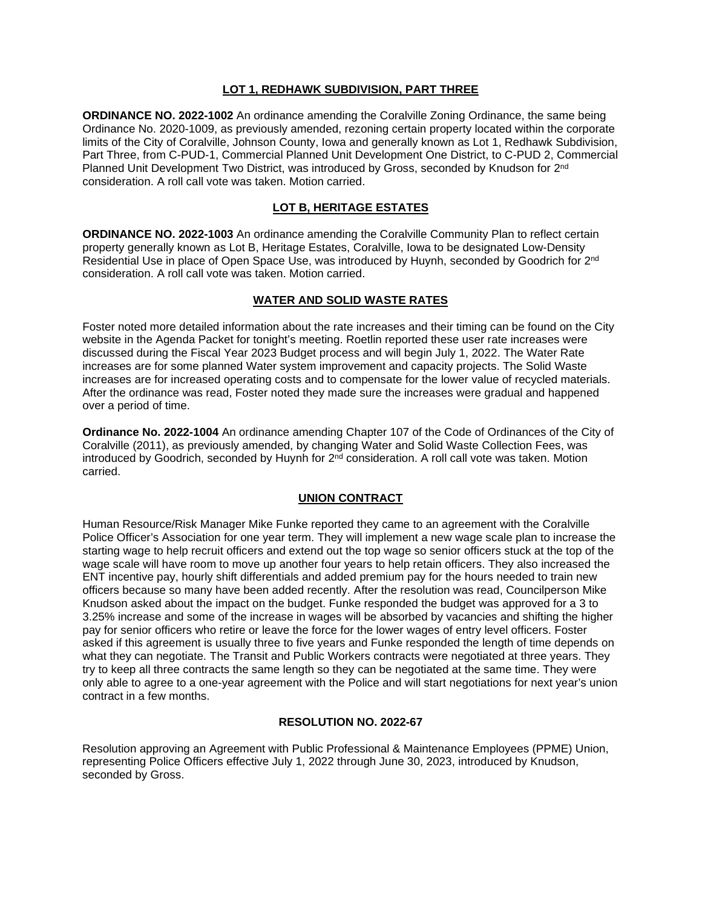## LOT 1, REDHAWK SUBDIVISION, PART THREE

**ORDINANCE NO. 2022-1002** An ordinance amending the Coralville Zoning Ordinance, the same being Ordinance No. 2020-1009, as previously amended, rezoning certain property located within the corporate limits of the City of Coralville, Johnson County, Iowa and generally known as Lot 1, Redhawk Subdivision, Part Three, from C-PUD-1, Commercial Planned Unit Development One District, to C-PUD 2, Commercial Planned Unit Development Two District, was introduced by Gross, seconded by Knudson for 2nd consideration. A roll call vote was taken. Motion carried.

## LOT B, HERITAGE ESTATES

**ORDINANCE NO. 2022-1003** An ordinance amending the Coralville Community Plan to reflect certain property generally known as Lot B, Heritage Estates, Coralville, Iowa to be designated Low-Density Residential Use in place of Open Space Use, was introduced by Huynh, seconded by Goodrich for 2nd consideration. A roll call vote was taken. Motion carried.

## WATER AND SOLID WASTE RATES

Foster noted more detailed information about the rate increases and their timing can be found on the City website in the Agenda Packet for tonight's meeting. Roetlin reported these user rate increases were discussed during the Fiscal Year 2023 Budget process and will begin July 1, 2022. The Water Rate increases are for some planned Water system improvement and capacity projects. The Solid Waste increases are for increased operating costs and to compensate for the lower value of recycled materials. After the ordinance was read, Foster noted they made sure the increases were gradual and happened over a period of time.

**Ordinance No. 2022-1004** An ordinance amending Chapter 107 of the Code of Ordinances of the City of Coralville (2011), as previously amended, by changing Water and Solid Waste Collection Fees, was introduced by Goodrich, seconded by Huynh for 2nd consideration. A roll call vote was taken. Motion carried.

## UNION CONTRACT

Human Resource/Risk Manager Mike Funke reported they came to an agreement with the Coralville Police Officer's Association for one year term. They will implement a new wage scale plan to increase the starting wage to help recruit officers and extend out the top wage so senior officers stuck at the top of the wage scale will have room to move up another four years to help retain officers. They also increased the ENT incentive pay, hourly shift differentials and added premium pay for the hours needed to train new officers because so many have been added recently. After the resolution was read, Councilperson Mike Knudson asked about the impact on the budget. Funke responded the budget was approved for a 3 to 3.25% increase and some of the increase in wages will be absorbed by vacancies and shifting the higher pay for senior officers who retire or leave the force for the lower wages of entry level officers. Foster asked if this agreement is usually three to five years and Funke responded the length of time depends on what they can negotiate. The Transit and Public Workers contracts were negotiated at three years. They try to keep all three contracts the same length so they can be negotiated at the same time. They were only able to agree to a one-year agreement with the Police and will start negotiations for next year's union contract in a few months.

### RESOLUTION NO. 2022-67

Resolution approving an Agreement with Public Professional & Maintenance Employees (PPME) Union, representing Police Officers effective July 1, 2022 through June 30, 2023, introduced by Knudson, seconded by Gross.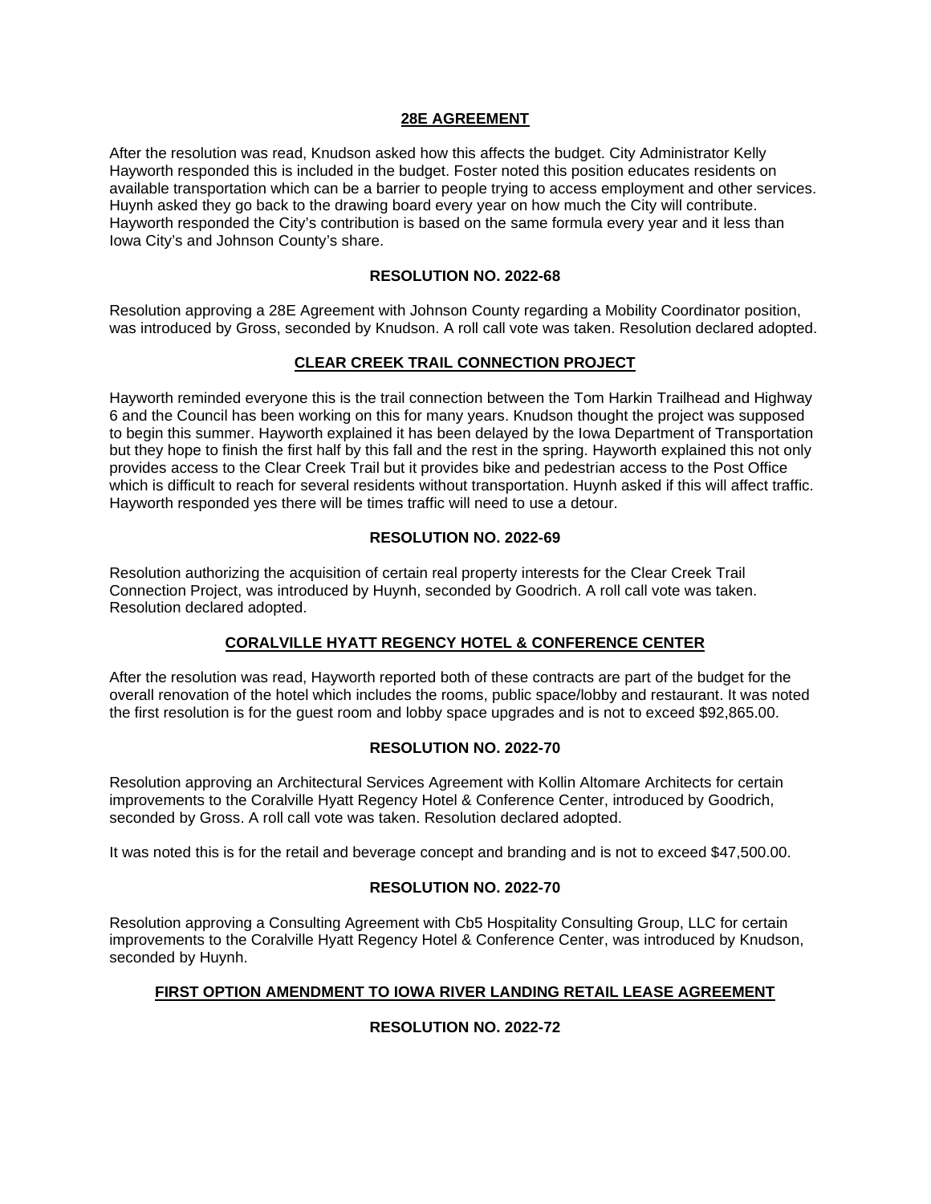## 28E AGREEMENT

After the resolution was read, Knudson asked how this affects the budget. City Administrator Kelly Hayworth responded this is included in the budget. Foster noted this position educates residents on available transportation which can be a barrier to people trying to access employment and other services. Huynh asked they go back to the drawing board every year on how much the City will contribute. Hayworth responded the City's contribution is based on the same formula every year and it less than Iowa City's and Johnson County's share.

### RESOLUTION NO. 2022-68

Resolution approving a 28E Agreement with Johnson County regarding a Mobility Coordinator position, was introduced by Gross, seconded by Knudson. A roll call vote was taken. Resolution declared adopted.

## CLEAR CREEK TRAIL CONNECTION PROJECT

Hayworth reminded everyone this is the trail connection between the Tom Harkin Trailhead and Highway 6 and the Council has been working on this for many years. Knudson thought the project was supposed to begin this summer. Hayworth explained it has been delayed by the Iowa Department of Transportation but they hope to finish the first half by this fall and the rest in the spring. Hayworth explained this not only provides access to the Clear Creek Trail but it provides bike and pedestrian access to the Post Office which is difficult to reach for several residents without transportation. Huynh asked if this will affect traffic. Hayworth responded yes there will be times traffic will need to use a detour.

### RESOLUTION NO. 2022-69

Resolution authorizing the acquisition of certain real property interests for the Clear Creek Trail Connection Project, was introduced by Huynh, seconded by Goodrich. A roll call vote was taken. Resolution declared adopted.

## CORALVILLE HYATT REGENCY HOTEL & CONFERENCE CENTER

After the resolution was read, Hayworth reported both of these contracts are part of the budget for the overall renovation of the hotel which includes the rooms, public space/lobby and restaurant. It was noted the first resolution is for the guest room and lobby space upgrades and is not to exceed $92,865.00.

### RESOLUTION NO. 2022-70

Resolution approving an Architectural Services Agreement with Kollin Altomare Architects for certain improvements to the Coralville Hyatt Regency Hotel & Conference Center, introduced by Goodrich, seconded by Gross. A roll call vote was taken. Resolution declared adopted.

It was noted this is for the retail and beverage concept and branding and is not to exceed $47,500.00.

### RESOLUTION NO. 2022-70

Resolution approving a Consulting Agreement with Cb5 Hospitality Consulting Group, LLC for certain improvements to the Coralville Hyatt Regency Hotel & Conference Center, was introduced by Knudson, seconded by Huynh.

## FIRST OPTION AMENDMENT TO IOWA RIVER LANDING RETAIL LEASE AGREEMENT

### RESOLUTION NO. 2022-72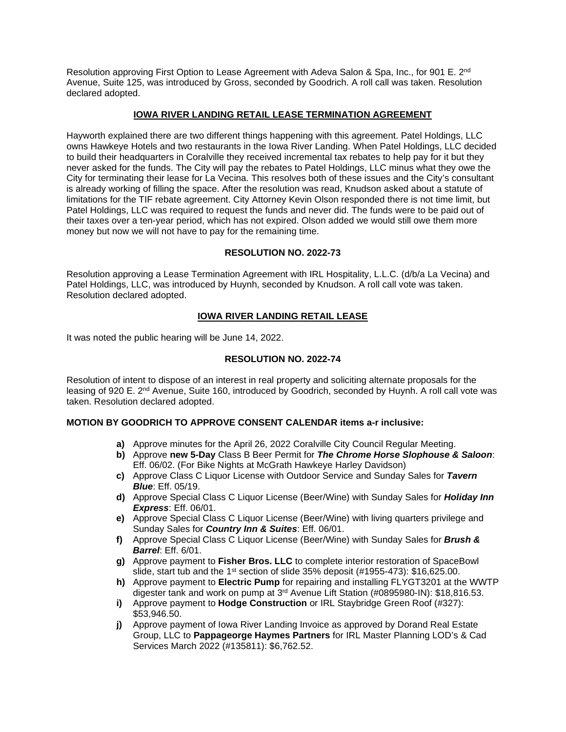Resolution approving First Option to Lease Agreement with Adeva Salon & Spa, Inc., for 901 E. 2nd Avenue, Suite 125, was introduced by Gross, seconded by Goodrich. A roll call was taken. Resolution declared adopted.

## IOWA RIVER LANDING RETAIL LEASE TERMINATION AGREEMENT

Hayworth explained there are two different things happening with this agreement. Patel Holdings, LLC owns Hawkeye Hotels and two restaurants in the Iowa River Landing. When Patel Holdings, LLC decided to build their headquarters in Coralville they received incremental tax rebates to help pay for it but they never asked for the funds. The City will pay the rebates to Patel Holdings, LLC minus what they owe the City for terminating their lease for La Vecina. This resolves both of these issues and the City's consultant is already working of filling the space. After the resolution was read, Knudson asked about a statute of limitations for the TIF rebate agreement. City Attorney Kevin Olson responded there is not time limit, but Patel Holdings, LLC was required to request the funds and never did. The funds were to be paid out of their taxes over a ten-year period, which has not expired. Olson added we would still owe them more money but now we will not have to pay for the remaining time.

## RESOLUTION NO. 2022-73

Resolution approving a Lease Termination Agreement with IRL Hospitality, L.L.C. (d/b/a La Vecina) and Patel Holdings, LLC, was introduced by Huynh, seconded by Knudson. A roll call vote was taken. Resolution declared adopted.

## IOWA RIVER LANDING RETAIL LEASE

It was noted the public hearing will be June 14, 2022.

## RESOLUTION NO. 2022-74

Resolution of intent to dispose of an interest in real property and soliciting alternate proposals for the leasing of 920 E. 2nd Avenue, Suite 160, introduced by Goodrich, seconded by Huynh. A roll call vote was taken. Resolution declared adopted.

**MOTION BY GOODRICH TO APPROVE CONSENT CALENDAR items a-r inclusive:**

- **a)** Approve minutes for the April 26, 2022 Coralville City Council Regular Meeting.
- **b)** Approve **new 5-Day** Class B Beer Permit for ***The Chrome Horse Slophouse & Saloon***: Eff. 06/02. (For Bike Nights at McGrath Hawkeye Harley Davidson)
- **c)** Approve Class C Liquor License with Outdoor Service and Sunday Sales for ***Tavern Blue***: Eff. 05/19.
- **d)** Approve Special Class C Liquor License (Beer/Wine) with Sunday Sales for ***Holiday Inn Express***: Eff. 06/01.
- **e)** Approve Special Class C Liquor License (Beer/Wine) with living quarters privilege and Sunday Sales for ***Country Inn & Suites***: Eff. 06/01.
- **f)** Approve Special Class C Liquor License (Beer/Wine) with Sunday Sales for ***Brush & Barrel***: Eff. 6/01.
- **g)** Approve payment to **Fisher Bros. LLC** to complete interior restoration of SpaceBowl slide, start tub and the 1st section of slide 35% deposit (#1955-473): $16,625.00.
- **h)** Approve payment to **Electric Pump** for repairing and installing FLYGT3201 at the WWTP digester tank and work on pump at 3rd Avenue Lift Station (#0895980-IN): $18,816.53.
- **i)** Approve payment to **Hodge Construction** or IRL Staybridge Green Roof (#327): $53,946.50.
- **j)** Approve payment of Iowa River Landing Invoice as approved by Dorand Real Estate Group, LLC to **Pappageorge Haymes Partners** for IRL Master Planning LOD's & Cad Services March 2022 (#135811): $6,762.52.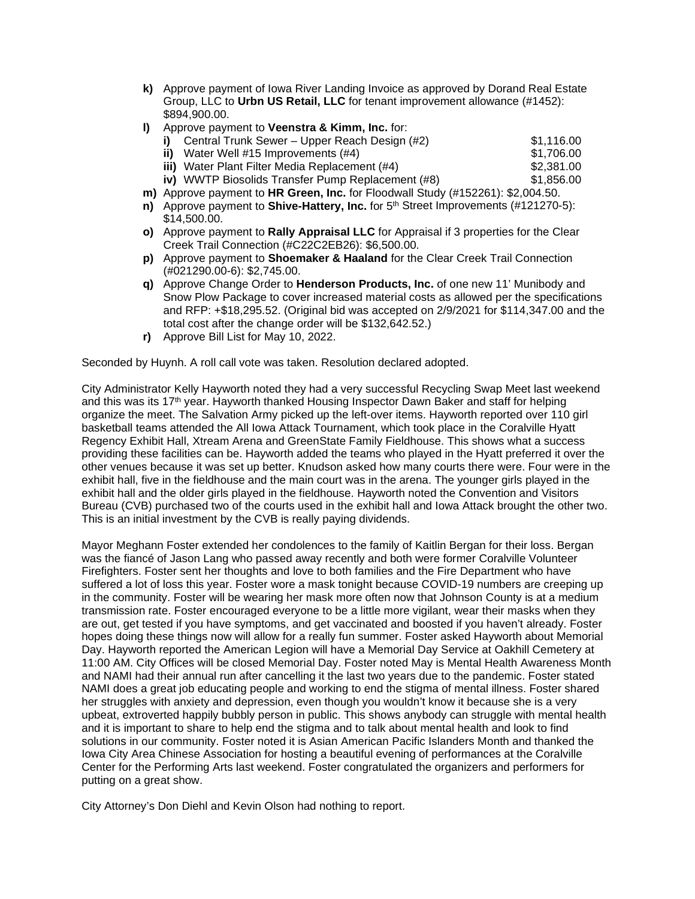- **k)** Approve payment of Iowa River Landing Invoice as approved by Dorand Real Estate Group, LLC to **Urbn US Retail, LLC** for tenant improvement allowance (#1452): $894,900.00.
- **l)** Approve payment to **Veenstra & Kimm, Inc.** for:
  - **i)** Central Trunk Sewer – Upper Reach Design (#2) $1,116.00
  - **ii)** Water Well #15 Improvements (#4) $1,706.00
  - **iii)** Water Plant Filter Media Replacement (#4) $2,381.00
  - **iv)** WWTP Biosolids Transfer Pump Replacement (#8) $1,856.00
- **m)** Approve payment to **HR Green, Inc.** for Floodwall Study (#152261): $2,004.50.
- **n)** Approve payment to **Shive-Hattery, Inc.** for 5th Street Improvements (#121270-5): $14,500.00.
- **o)** Approve payment to **Rally Appraisal LLC** for Appraisal if 3 properties for the Clear Creek Trail Connection (#C22C2EB26): $6,500.00.
- **p)** Approve payment to **Shoemaker & Haaland** for the Clear Creek Trail Connection (#021290.00-6): $2,745.00.
- **q)** Approve Change Order to **Henderson Products, Inc.** of one new 11' Munibody and Snow Plow Package to cover increased material costs as allowed per the specifications and RFP: +$18,295.52. (Original bid was accepted on 2/9/2021 for $114,347.00 and the total cost after the change order will be $132,642.52.)
- **r)** Approve Bill List for May 10, 2022.

Seconded by Huynh. A roll call vote was taken. Resolution declared adopted.

City Administrator Kelly Hayworth noted they had a very successful Recycling Swap Meet last weekend and this was its 17th year. Hayworth thanked Housing Inspector Dawn Baker and staff for helping organize the meet. The Salvation Army picked up the left-over items. Hayworth reported over 110 girl basketball teams attended the All Iowa Attack Tournament, which took place in the Coralville Hyatt Regency Exhibit Hall, Xtream Arena and GreenState Family Fieldhouse. This shows what a success providing these facilities can be. Hayworth added the teams who played in the Hyatt preferred it over the other venues because it was set up better. Knudson asked how many courts there were. Four were in the exhibit hall, five in the fieldhouse and the main court was in the arena. The younger girls played in the exhibit hall and the older girls played in the fieldhouse. Hayworth noted the Convention and Visitors Bureau (CVB) purchased two of the courts used in the exhibit hall and Iowa Attack brought the other two. This is an initial investment by the CVB is really paying dividends.

Mayor Meghann Foster extended her condolences to the family of Kaitlin Bergan for their loss. Bergan was the fiancé of Jason Lang who passed away recently and both were former Coralville Volunteer Firefighters. Foster sent her thoughts and love to both families and the Fire Department who have suffered a lot of loss this year. Foster wore a mask tonight because COVID-19 numbers are creeping up in the community. Foster will be wearing her mask more often now that Johnson County is at a medium transmission rate. Foster encouraged everyone to be a little more vigilant, wear their masks when they are out, get tested if you have symptoms, and get vaccinated and boosted if you haven't already. Foster hopes doing these things now will allow for a really fun summer. Foster asked Hayworth about Memorial Day. Hayworth reported the American Legion will have a Memorial Day Service at Oakhill Cemetery at 11:00 AM. City Offices will be closed Memorial Day. Foster noted May is Mental Health Awareness Month and NAMI had their annual run after cancelling it the last two years due to the pandemic. Foster stated NAMI does a great job educating people and working to end the stigma of mental illness. Foster shared her struggles with anxiety and depression, even though you wouldn't know it because she is a very upbeat, extroverted happily bubbly person in public. This shows anybody can struggle with mental health and it is important to share to help end the stigma and to talk about mental health and look to find solutions in our community. Foster noted it is Asian American Pacific Islanders Month and thanked the Iowa City Area Chinese Association for hosting a beautiful evening of performances at the Coralville Center for the Performing Arts last weekend. Foster congratulated the organizers and performers for putting on a great show.

City Attorney's Don Diehl and Kevin Olson had nothing to report.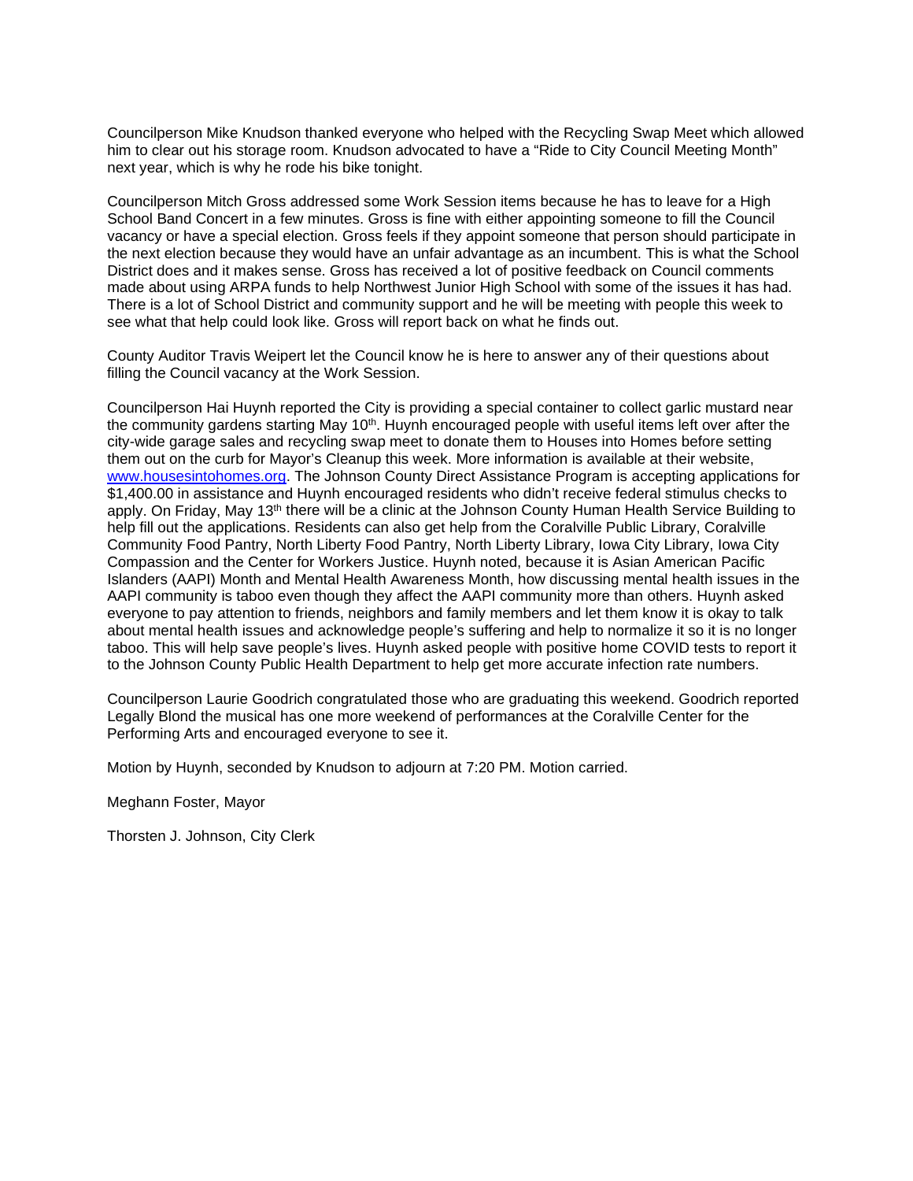Councilperson Mike Knudson thanked everyone who helped with the Recycling Swap Meet which allowed him to clear out his storage room. Knudson advocated to have a "Ride to City Council Meeting Month" next year, which is why he rode his bike tonight.

Councilperson Mitch Gross addressed some Work Session items because he has to leave for a High School Band Concert in a few minutes. Gross is fine with either appointing someone to fill the Council vacancy or have a special election. Gross feels if they appoint someone that person should participate in the next election because they would have an unfair advantage as an incumbent. This is what the School District does and it makes sense. Gross has received a lot of positive feedback on Council comments made about using ARPA funds to help Northwest Junior High School with some of the issues it has had. There is a lot of School District and community support and he will be meeting with people this week to see what that help could look like. Gross will report back on what he finds out.

County Auditor Travis Weipert let the Council know he is here to answer any of their questions about filling the Council vacancy at the Work Session.

Councilperson Hai Huynh reported the City is providing a special container to collect garlic mustard near the community gardens starting May 10th. Huynh encouraged people with useful items left over after the city-wide garage sales and recycling swap meet to donate them to Houses into Homes before setting them out on the curb for Mayor's Cleanup this week. More information is available at their website, [www.housesintohomes.org](http://www.housesintohomes.org). The Johnson County Direct Assistance Program is accepting applications for $1,400.00 in assistance and Huynh encouraged residents who didn't receive federal stimulus checks to apply. On Friday, May 13th there will be a clinic at the Johnson County Human Health Service Building to help fill out the applications. Residents can also get help from the Coralville Public Library, Coralville Community Food Pantry, North Liberty Food Pantry, North Liberty Library, Iowa City Library, Iowa City Compassion and the Center for Workers Justice. Huynh noted, because it is Asian American Pacific Islanders (AAPI) Month and Mental Health Awareness Month, how discussing mental health issues in the AAPI community is taboo even though they affect the AAPI community more than others. Huynh asked everyone to pay attention to friends, neighbors and family members and let them know it is okay to talk about mental health issues and acknowledge people's suffering and help to normalize it so it is no longer taboo. This will help save people's lives. Huynh asked people with positive home COVID tests to report it to the Johnson County Public Health Department to help get more accurate infection rate numbers.

Councilperson Laurie Goodrich congratulated those who are graduating this weekend. Goodrich reported Legally Blond the musical has one more weekend of performances at the Coralville Center for the Performing Arts and encouraged everyone to see it.

Motion by Huynh, seconded by Knudson to adjourn at 7:20 PM. Motion carried.

Meghann Foster, Mayor

Thorsten J. Johnson, City Clerk